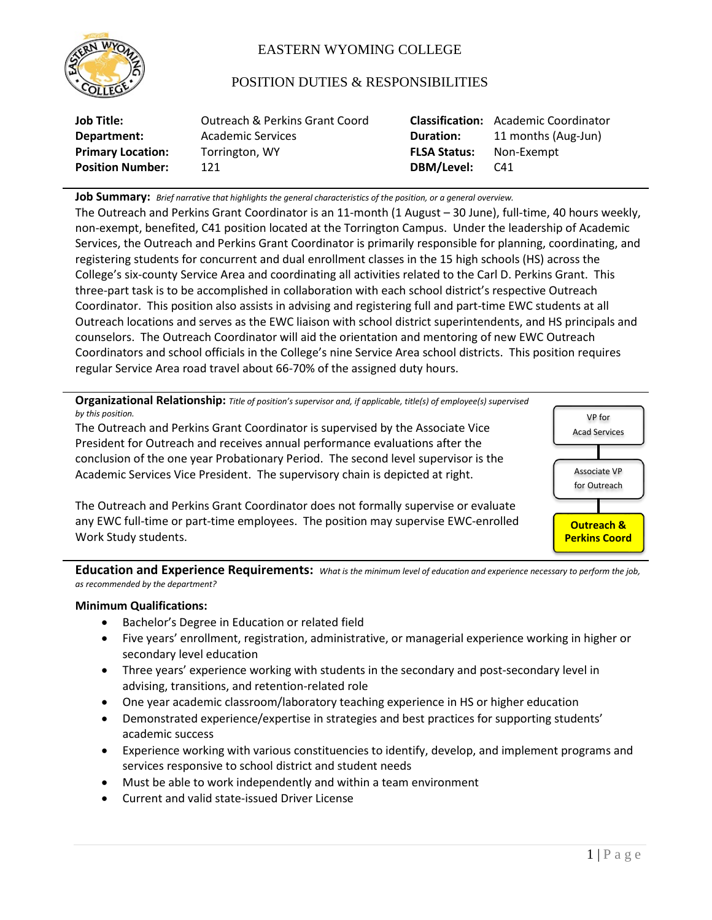# EASTERN WYOMING COLLEGE

## POSITION DUTIES & RESPONSIBILITIES

| | | | |
|---|---|---|---|
| **Job Title:** | Outreach & Perkins Grant Coord | **Classification:** | Academic Coordinator |
| **Department:** | Academic Services | **Duration:** | 11 months (Aug-Jun) |
| **Primary Location:** | Torrington, WY | **FLSA Status:** | Non-Exempt |
| **Position Number:** | 121 | **DBM/Level:** | C41 |

**Job Summary:** *Brief narrative that highlights the general characteristics of the position, or a general overview.*

The Outreach and Perkins Grant Coordinator is an 11-month (1 August – 30 June), full-time, 40 hours weekly, non-exempt, benefited, C41 position located at the Torrington Campus. Under the leadership of Academic Services, the Outreach and Perkins Grant Coordinator is primarily responsible for planning, coordinating, and registering students for concurrent and dual enrollment classes in the 15 high schools (HS) across the College's six-county Service Area and coordinating all activities related to the Carl D. Perkins Grant. This three-part task is to be accomplished in collaboration with each school district's respective Outreach Coordinator. This position also assists in advising and registering full and part-time EWC students at all Outreach locations and serves as the EWC liaison with school district superintendents, and HS principals and counselors. The Outreach Coordinator will aid the orientation and mentoring of new EWC Outreach Coordinators and school officials in the College's nine Service Area school districts. This position requires regular Service Area road travel about 66-70% of the assigned duty hours.

**Organizational Relationship:** *Title of position's supervisor and, if applicable, title(s) of employee(s) supervised by this position.*

The Outreach and Perkins Grant Coordinator is supervised by the Associate Vice President for Outreach and receives annual performance evaluations after the conclusion of the one year Probationary Period. The second level supervisor is the Academic Services Vice President. The supervisory chain is depicted at right.

VP for Acad Services → Associate VP for Outreach → **Outreach & Perkins Coord**

The Outreach and Perkins Grant Coordinator does not formally supervise or evaluate any EWC full-time or part-time employees. The position may supervise EWC-enrolled Work Study students.

**Education and Experience Requirements:** *What is the minimum level of education and experience necessary to perform the job, as recommended by the department?*

**Minimum Qualifications:**

- Bachelor's Degree in Education or related field
- Five years' enrollment, registration, administrative, or managerial experience working in higher or secondary level education
- Three years' experience working with students in the secondary and post-secondary level in advising, transitions, and retention-related role
- One year academic classroom/laboratory teaching experience in HS or higher education
- Demonstrated experience/expertise in strategies and best practices for supporting students' academic success
- Experience working with various constituencies to identify, develop, and implement programs and services responsive to school district and student needs
- Must be able to work independently and within a team environment
- Current and valid state-issued Driver License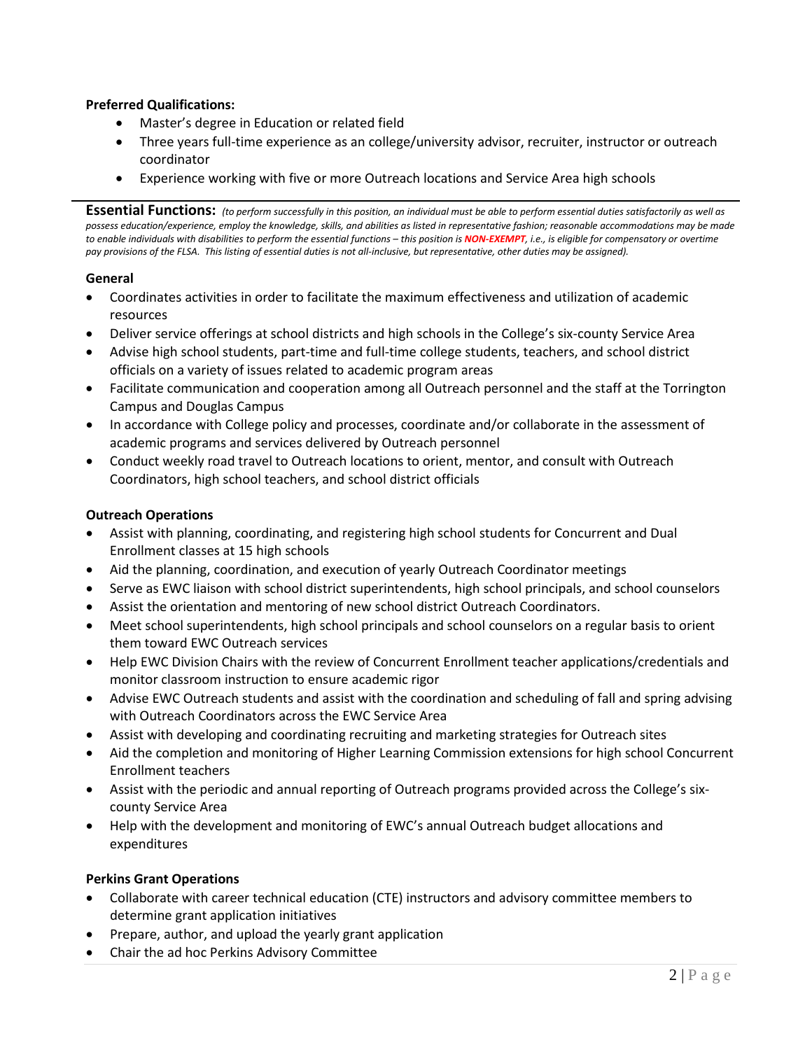**Preferred Qualifications:**

- Master's degree in Education or related field
- Three years full-time experience as an college/university advisor, recruiter, instructor or outreach coordinator
- Experience working with five or more Outreach locations and Service Area high schools

---

**Essential Functions:** *(to perform successfully in this position, an individual must be able to perform essential duties satisfactorily as well as possess education/experience, employ the knowledge, skills, and abilities as listed in representative fashion; reasonable accommodations may be made to enable individuals with disabilities to perform the essential functions – this position is* ***NON-EXEMPT****, i.e., is eligible for compensatory or overtime pay provisions of the FLSA. This listing of essential duties is not all-inclusive, but representative, other duties may be assigned).*

**General**

- Coordinates activities in order to facilitate the maximum effectiveness and utilization of academic resources
- Deliver service offerings at school districts and high schools in the College's six-county Service Area
- Advise high school students, part-time and full-time college students, teachers, and school district officials on a variety of issues related to academic program areas
- Facilitate communication and cooperation among all Outreach personnel and the staff at the Torrington Campus and Douglas Campus
- In accordance with College policy and processes, coordinate and/or collaborate in the assessment of academic programs and services delivered by Outreach personnel
- Conduct weekly road travel to Outreach locations to orient, mentor, and consult with Outreach Coordinators, high school teachers, and school district officials

**Outreach Operations**

- Assist with planning, coordinating, and registering high school students for Concurrent and Dual Enrollment classes at 15 high schools
- Aid the planning, coordination, and execution of yearly Outreach Coordinator meetings
- Serve as EWC liaison with school district superintendents, high school principals, and school counselors
- Assist the orientation and mentoring of new school district Outreach Coordinators.
- Meet school superintendents, high school principals and school counselors on a regular basis to orient them toward EWC Outreach services
- Help EWC Division Chairs with the review of Concurrent Enrollment teacher applications/credentials and monitor classroom instruction to ensure academic rigor
- Advise EWC Outreach students and assist with the coordination and scheduling of fall and spring advising with Outreach Coordinators across the EWC Service Area
- Assist with developing and coordinating recruiting and marketing strategies for Outreach sites
- Aid the completion and monitoring of Higher Learning Commission extensions for high school Concurrent Enrollment teachers
- Assist with the periodic and annual reporting of Outreach programs provided across the College's six-county Service Area
- Help with the development and monitoring of EWC's annual Outreach budget allocations and expenditures

**Perkins Grant Operations**

- Collaborate with career technical education (CTE) instructors and advisory committee members to determine grant application initiatives
- Prepare, author, and upload the yearly grant application
- Chair the ad hoc Perkins Advisory Committee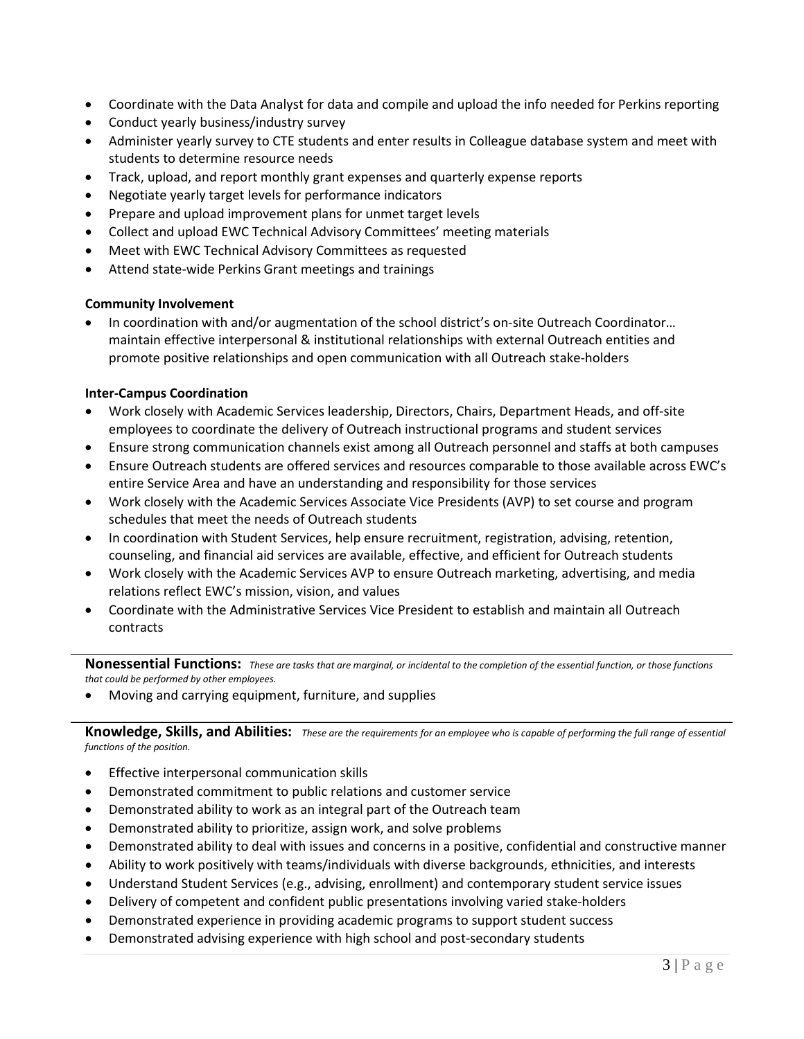- Coordinate with the Data Analyst for data and compile and upload the info needed for Perkins reporting
- Conduct yearly business/industry survey
- Administer yearly survey to CTE students and enter results in Colleague database system and meet with students to determine resource needs
- Track, upload, and report monthly grant expenses and quarterly expense reports
- Negotiate yearly target levels for performance indicators
- Prepare and upload improvement plans for unmet target levels
- Collect and upload EWC Technical Advisory Committees' meeting materials
- Meet with EWC Technical Advisory Committees as requested
- Attend state-wide Perkins Grant meetings and trainings

**Community Involvement**

- In coordination with and/or augmentation of the school district's on-site Outreach Coordinator… maintain effective interpersonal & institutional relationships with external Outreach entities and promote positive relationships and open communication with all Outreach stake-holders

**Inter-Campus Coordination**

- Work closely with Academic Services leadership, Directors, Chairs, Department Heads, and off-site employees to coordinate the delivery of Outreach instructional programs and student services
- Ensure strong communication channels exist among all Outreach personnel and staffs at both campuses
- Ensure Outreach students are offered services and resources comparable to those available across EWC's entire Service Area and have an understanding and responsibility for those services
- Work closely with the Academic Services Associate Vice Presidents (AVP) to set course and program schedules that meet the needs of Outreach students
- In coordination with Student Services, help ensure recruitment, registration, advising, retention, counseling, and financial aid services are available, effective, and efficient for Outreach students
- Work closely with the Academic Services AVP to ensure Outreach marketing, advertising, and media relations reflect EWC's mission, vision, and values
- Coordinate with the Administrative Services Vice President to establish and maintain all Outreach contracts

**Nonessential Functions:** *These are tasks that are marginal, or incidental to the completion of the essential function, or those functions that could be performed by other employees.*

- Moving and carrying equipment, furniture, and supplies

**Knowledge, Skills, and Abilities:** *These are the requirements for an employee who is capable of performing the full range of essential functions of the position.*

- Effective interpersonal communication skills
- Demonstrated commitment to public relations and customer service
- Demonstrated ability to work as an integral part of the Outreach team
- Demonstrated ability to prioritize, assign work, and solve problems
- Demonstrated ability to deal with issues and concerns in a positive, confidential and constructive manner
- Ability to work positively with teams/individuals with diverse backgrounds, ethnicities, and interests
- Understand Student Services (e.g., advising, enrollment) and contemporary student service issues
- Delivery of competent and confident public presentations involving varied stake-holders
- Demonstrated experience in providing academic programs to support student success
- Demonstrated advising experience with high school and post-secondary students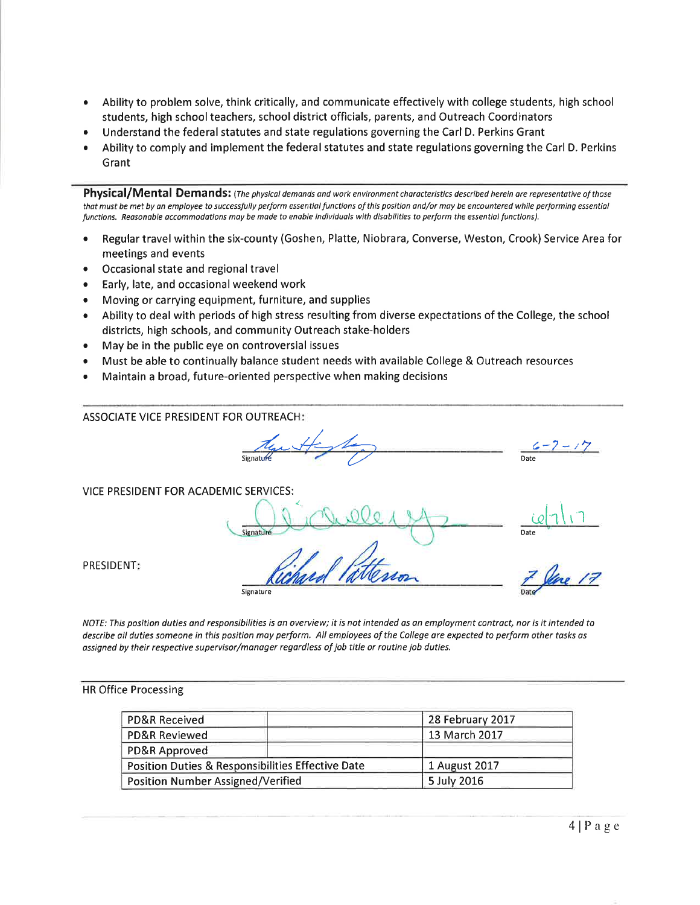- Ability to problem solve, think critically, and communicate effectively with college students, high school students, high school teachers, school district officials, parents, and Outreach Coordinators
- Understand the federal statutes and state regulations governing the Carl D. Perkins Grant
- Ability to comply and implement the federal statutes and state regulations governing the Carl D. Perkins Grant

**Physical/Mental Demands:** *(The physical demands and work environment characteristics described herein are representative of those that must be met by an employee to successfully perform essential functions of this position and/or may be encountered while performing essential functions. Reasonable accommodations may be made to enable individuals with disabilities to perform the essential functions).*

- Regular travel within the six-county (Goshen, Platte, Niobrara, Converse, Weston, Crook) Service Area for meetings and events
- Occasional state and regional travel
- Early, late, and occasional weekend work
- Moving or carrying equipment, furniture, and supplies
- Ability to deal with periods of high stress resulting from diverse expectations of the College, the school districts, high schools, and community Outreach stake-holders
- May be in the public eye on controversial issues
- Must be able to continually balance student needs with available College & Outreach resources
- Maintain a broad, future-oriented perspective when making decisions

ASSOCIATE VICE PRESIDENT FOR OUTREACH:

Signature: [signature] Date: 6-7-17

VICE PRESIDENT FOR ACADEMIC SERVICES:

Signature: [signature] Date: 6/7/17

PRESIDENT:

Signature: Richard Patterson Date: 7 June 17

*NOTE: This position duties and responsibilities is an overview; it is not intended as an employment contract, nor is it intended to describe all duties someone in this position may perform. All employees of the College are expected to perform other tasks as assigned by their respective supervisor/manager regardless of job title or routine job duties.*

HR Office Processing

| | | |
|---|---|---|
| PD&R Received | | 28 February 2017 |
| PD&R Reviewed | | 13 March 2017 |
| PD&R Approved | | |
| Position Duties & Responsibilities Effective Date | | 1 August 2017 |
| Position Number Assigned/Verified | | 5 July 2016 |